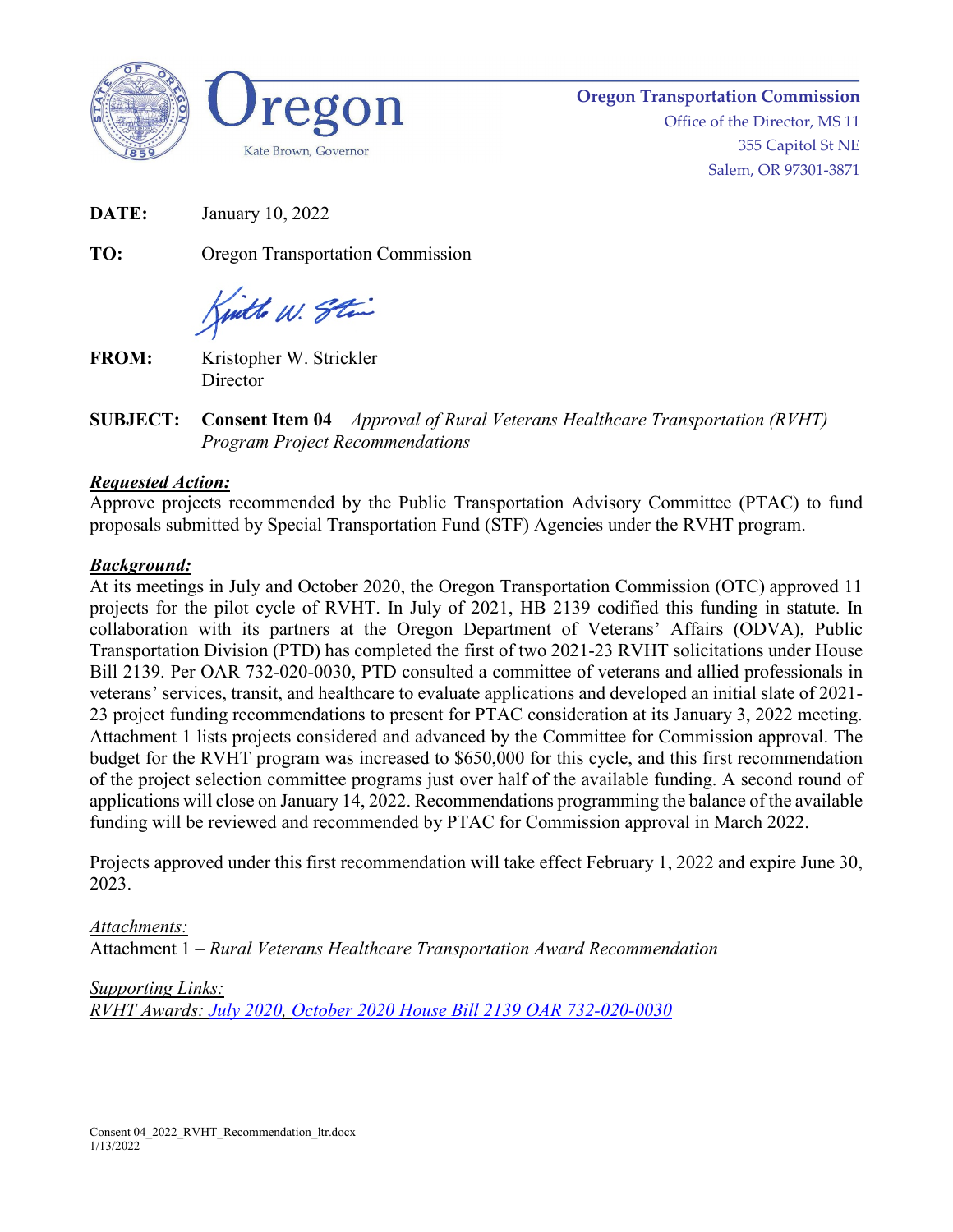**Oregon**

Kate Brown, Governor

**Oregon Transportation Commission**
Office of the Director, MS 11
355 Capitol St NE
Salem, OR 97301-3871

**DATE:** January 10, 2022

**TO:** Oregon Transportation Commission

**FROM:** Kristopher W. Strickler
Director

**SUBJECT:** **Consent Item 04** – *Approval of Rural Veterans Healthcare Transportation (RVHT) Program Project Recommendations*

***Requested Action:***

Approve projects recommended by the Public Transportation Advisory Committee (PTAC) to fund proposals submitted by Special Transportation Fund (STF) Agencies under the RVHT program.

***Background:***

At its meetings in July and October 2020, the Oregon Transportation Commission (OTC) approved 11 projects for the pilot cycle of RVHT. In July of 2021, HB 2139 codified this funding in statute. In collaboration with its partners at the Oregon Department of Veterans' Affairs (ODVA), Public Transportation Division (PTD) has completed the first of two 2021-23 RVHT solicitations under House Bill 2139. Per OAR 732-020-0030, PTD consulted a committee of veterans and allied professionals in veterans' services, transit, and healthcare to evaluate applications and developed an initial slate of 2021-23 project funding recommendations to present for PTAC consideration at its January 3, 2022 meeting. Attachment 1 lists projects considered and advanced by the Committee for Commission approval. The budget for the RVHT program was increased to $650,000 for this cycle, and this first recommendation of the project selection committee programs just over half of the available funding. A second round of applications will close on January 14, 2022. Recommendations programming the balance of the available funding will be reviewed and recommended by PTAC for Commission approval in March 2022.

Projects approved under this first recommendation will take effect February 1, 2022 and expire June 30, 2023.

*Attachments:*
Attachment 1 – *Rural Veterans Healthcare Transportation Award Recommendation*

*Supporting Links:*
*RVHT Awards: July 2020, October 2020 House Bill 2139 OAR 732-020-0030*

Consent 04_2022_RVHT_Recommendation_ltr.docx
1/13/2022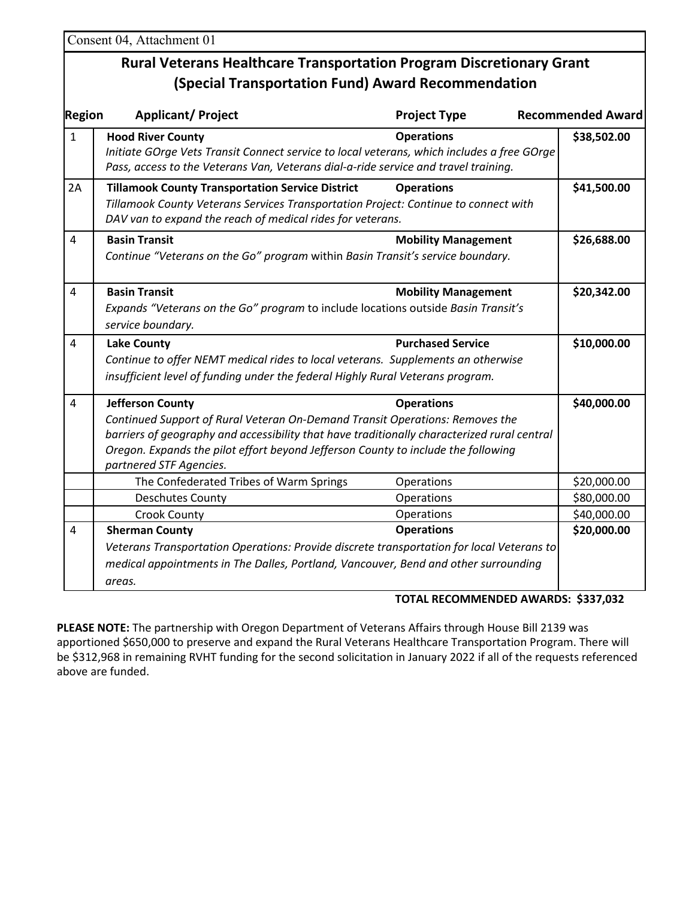Consent 04, Attachment 01

# Rural Veterans Healthcare Transportation Program Discretionary Grant (Special Transportation Fund) Award Recommendation

| Region | Applicant/ Project | Project Type | Recommended Award |
|---|---|---|---|
| 1 | **Hood River County**<br>*Initiate GOrge Vets Transit Connect service to local veterans, which includes a free GOrge Pass, access to the Veterans Van, Veterans dial-a-ride service and travel training.* | **Operations** | **$38,502.00** |
| 2A | **Tillamook County Transportation Service District**<br>*Tillamook County Veterans Services Transportation Project: Continue to connect with DAV van to expand the reach of medical rides for veterans.* | **Operations** | **$41,500.00** |
| 4 | **Basin Transit**<br>*Continue "Veterans on the Go" program* within *Basin Transit's service boundary.* | **Mobility Management** | **$26,688.00** |
| 4 | **Basin Transit**<br>*Expands "Veterans on the Go" program* to include locations outside *Basin Transit's service boundary.* | **Mobility Management** | **$20,342.00** |
| 4 | **Lake County**<br>*Continue to offer NEMT medical rides to local veterans. Supplements an otherwise insufficient level of funding under the federal Highly Rural Veterans program.* | **Purchased Service** | **$10,000.00** |
| 4 | **Jefferson County**<br>*Continued Support of Rural Veteran On-Demand Transit Operations: Removes the barriers of geography and accessibility that have traditionally characterized rural central Oregon. Expands the pilot effort beyond Jefferson County to include the following partnered STF Agencies.* | **Operations** | **$40,000.00** |
| | The Confederated Tribes of Warm Springs | Operations | $20,000.00 |
| | Deschutes County | Operations | $80,000.00 |
| | Crook County | Operations | $40,000.00 |
| 4 | **Sherman County**<br>*Veterans Transportation Operations: Provide discrete transportation for local Veterans to medical appointments in The Dalles, Portland, Vancouver, Bend and other surrounding areas.* | **Operations** | **$20,000.00** |

**TOTAL RECOMMENDED AWARDS: $337,032**

**PLEASE NOTE:** The partnership with Oregon Department of Veterans Affairs through House Bill 2139 was apportioned $650,000 to preserve and expand the Rural Veterans Healthcare Transportation Program. There will be $312,968 in remaining RVHT funding for the second solicitation in January 2022 if all of the requests referenced above are funded.